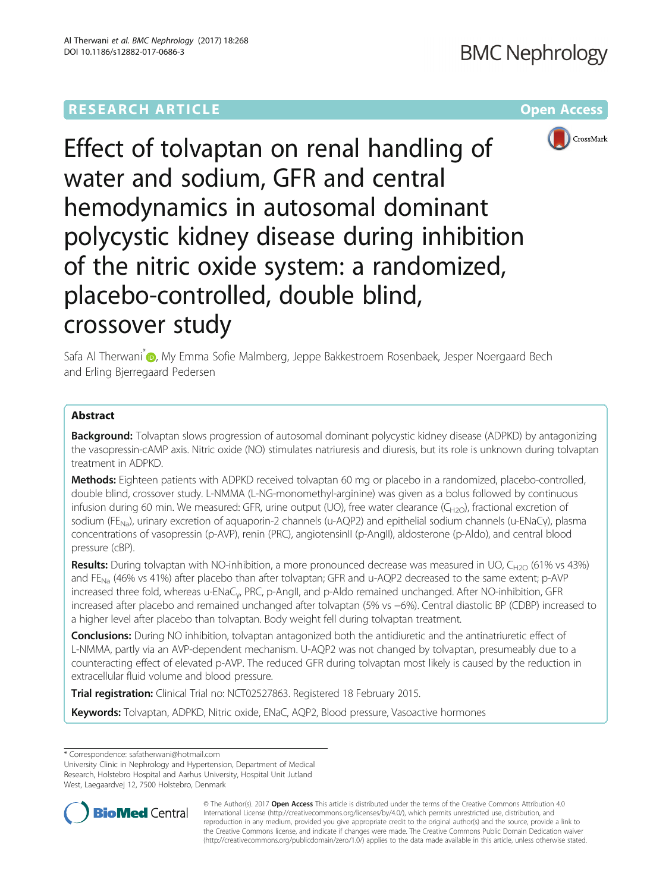RESEARCH ARTICLE

Open Access

# Effect of tolvaptan on renal handling of water and sodium, GFR and central hemodynamics in autosomal dominant polycystic kidney disease during inhibition of the nitric oxide system: a randomized, placebo-controlled, double blind, crossover study

Safa Al Therwani*, My Emma Sofie Malmberg, Jeppe Bakkestroem Rosenbaek, Jesper Noergaard Bech and Erling Bjerregaard Pedersen

## Abstract

**Background:** Tolvaptan slows progression of autosomal dominant polycystic kidney disease (ADPKD) by antagonizing the vasopressin-cAMP axis. Nitric oxide (NO) stimulates natriuresis and diuresis, but its role is unknown during tolvaptan treatment in ADPKD.

**Methods:** Eighteen patients with ADPKD received tolvaptan 60 mg or placebo in a randomized, placebo-controlled, double blind, crossover study. L-NMMA (L-NG-monomethyl-arginine) was given as a bolus followed by continuous infusion during 60 min. We measured: GFR, urine output (UO), free water clearance ($C_{H2O}$), fractional excretion of sodium ($FE_{Na}$), urinary excretion of aquaporin-2 channels (u-AQP2) and epithelial sodium channels (u-ENaCγ), plasma concentrations of vasopressin (p-AVP), renin (PRC), angiotensinII (p-AngII), aldosterone (p-Aldo), and central blood pressure (cBP).

**Results:** During tolvaptan with NO-inhibition, a more pronounced decrease was measured in UO, $C_{H2O}$ (61% vs 43%) and $FE_{Na}$ (46% vs 41%) after placebo than after tolvaptan; GFR and u-AQP2 decreased to the same extent; p-AVP increased three fold, whereas u-ENaC$_{\gamma}$, PRC, p-AngII, and p-Aldo remained unchanged. After NO-inhibition, GFR increased after placebo and remained unchanged after tolvaptan (5% vs −6%). Central diastolic BP (CDBP) increased to a higher level after placebo than tolvaptan. Body weight fell during tolvaptan treatment.

**Conclusions:** During NO inhibition, tolvaptan antagonized both the antidiuretic and the antinatriuretic effect of L-NMMA, partly via an AVP-dependent mechanism. U-AQP2 was not changed by tolvaptan, presumeably due to a counteracting effect of elevated p-AVP. The reduced GFR during tolvaptan most likely is caused by the reduction in extracellular fluid volume and blood pressure.

**Trial registration:** Clinical Trial no: NCT02527863. Registered 18 February 2015.

**Keywords:** Tolvaptan, ADPKD, Nitric oxide, ENaC, AQP2, Blood pressure, Vasoactive hormones

---

\* Correspondence: safatherwani@hotmail.com
University Clinic in Nephrology and Hypertension, Department of Medical Research, Holstebro Hospital and Aarhus University, Hospital Unit Jutland West, Laegaardvej 12, 7500 Holstebro, Denmark

© The Author(s). 2017 **Open Access** This article is distributed under the terms of the Creative Commons Attribution 4.0 International License (http://creativecommons.org/licenses/by/4.0/), which permits unrestricted use, distribution, and reproduction in any medium, provided you give appropriate credit to the original author(s) and the source, provide a link to the Creative Commons license, and indicate if changes were made. The Creative Commons Public Domain Dedication waiver (http://creativecommons.org/publicdomain/zero/1.0/) applies to the data made available in this article, unless otherwise stated.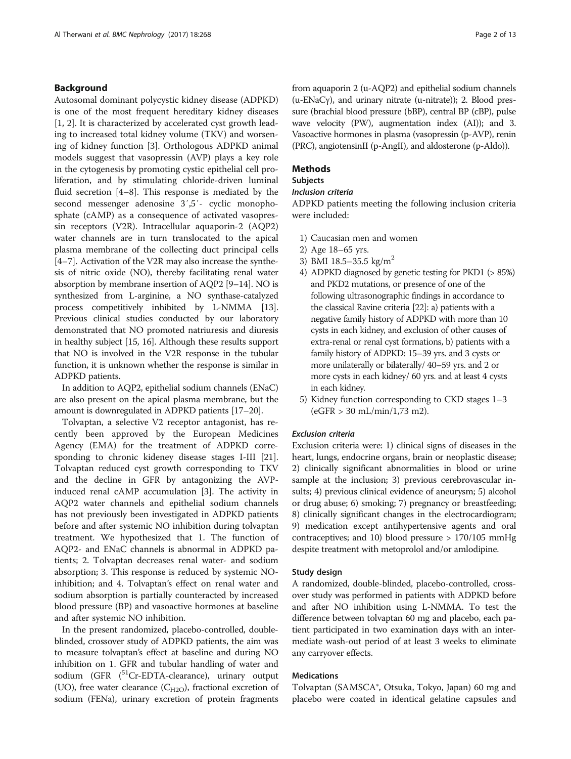## Background

Autosomal dominant polycystic kidney disease (ADPKD) is one of the most frequent hereditary kidney diseases [1, 2]. It is characterized by accelerated cyst growth leading to increased total kidney volume (TKV) and worsening of kidney function [3]. Orthologous ADPKD animal models suggest that vasopressin (AVP) plays a key role in the cytogenesis by promoting cystic epithelial cell proliferation, and by stimulating chloride-driven luminal fluid secretion [4–8]. This response is mediated by the second messenger adenosine 3′,5′- cyclic monophosphate (cAMP) as a consequence of activated vasopressin receptors (V2R). Intracellular aquaporin-2 (AQP2) water channels are in turn translocated to the apical plasma membrane of the collecting duct principal cells [4–7]. Activation of the V2R may also increase the synthesis of nitric oxide (NO), thereby facilitating renal water absorption by membrane insertion of AQP2 [9–14]. NO is synthesized from L-arginine, a NO synthase-catalyzed process competitively inhibited by L-NMMA [13]. Previous clinical studies conducted by our laboratory demonstrated that NO promoted natriuresis and diuresis in healthy subject [15, 16]. Although these results support that NO is involved in the V2R response in the tubular function, it is unknown whether the response is similar in ADPKD patients.

In addition to AQP2, epithelial sodium channels (ENaC) are also present on the apical plasma membrane, but the amount is downregulated in ADPKD patients [17–20].

Tolvaptan, a selective V2 receptor antagonist, has recently been approved by the European Medicines Agency (EMA) for the treatment of ADPKD corresponding to chronic kideney disease stages I-III [21]. Tolvaptan reduced cyst growth corresponding to TKV and the decline in GFR by antagonizing the AVP-induced renal cAMP accumulation [3]. The activity in AQP2 water channels and epithelial sodium channels has not previously been investigated in ADPKD patients before and after systemic NO inhibition during tolvaptan treatment. We hypothesized that 1. The function of AQP2- and ENaC channels is abnormal in ADPKD patients; 2. Tolvaptan decreases renal water- and sodium absorption; 3. This response is reduced by systemic NO-inhibition; and 4. Tolvaptan's effect on renal water and sodium absorption is partially counteracted by increased blood pressure (BP) and vasoactive hormones at baseline and after systemic NO inhibition.

In the present randomized, placebo-controlled, double-blinded, crossover study of ADPKD patients, the aim was to measure tolvaptan's effect at baseline and during NO inhibition on 1. GFR and tubular handling of water and sodium (GFR ($^{51}$Cr-EDTA-clearance), urinary output (UO), free water clearance ($C_{H2O}$), fractional excretion of sodium (FENa), urinary excretion of protein fragments from aquaporin 2 (u-AQP2) and epithelial sodium channels (u-ENaCγ), and urinary nitrate (u-nitrate)); 2. Blood pressure (brachial blood pressure (bBP), central BP (cBP), pulse wave velocity (PW), augmentation index (AI)); and 3. Vasoactive hormones in plasma (vasopressin (p-AVP), renin (PRC), angiotensinII (p-AngII), and aldosterone (p-Aldo)).

## Methods

### Subjects

#### *Inclusion criteria*

ADPKD patients meeting the following inclusion criteria were included:

1) Caucasian men and women
2) Age 18–65 yrs.
3) BMI 18.5–35.5 kg/m$^2$
4) ADPKD diagnosed by genetic testing for PKD1 (> 85%) and PKD2 mutations, or presence of one of the following ultrasonographic findings in accordance to the classical Ravine criteria [22]: a) patients with a negative family history of ADPKD with more than 10 cysts in each kidney, and exclusion of other causes of extra-renal or renal cyst formations, b) patients with a family history of ADPKD: 15–39 yrs. and 3 cysts or more unilaterally or bilaterally/ 40–59 yrs. and 2 or more cysts in each kidney/ 60 yrs. and at least 4 cysts in each kidney.
5) Kidney function corresponding to CKD stages 1–3 (eGFR > 30 mL/min/1,73 m2).

#### *Exclusion criteria*

Exclusion criteria were: 1) clinical signs of diseases in the heart, lungs, endocrine organs, brain or neoplastic disease; 2) clinically significant abnormalities in blood or urine sample at the inclusion; 3) previous cerebrovascular insults; 4) previous clinical evidence of aneurysm; 5) alcohol or drug abuse; 6) smoking; 7) pregnancy or breastfeeding; 8) clinically significant changes in the electrocardiogram; 9) medication except antihypertensive agents and oral contraceptives; and 10) blood pressure > 170/105 mmHg despite treatment with metoprolol and/or amlodipine.

### Study design

A randomized, double-blinded, placebo-controlled, crossover study was performed in patients with ADPKD before and after NO inhibition using L-NMMA. To test the difference between tolvaptan 60 mg and placebo, each patient participated in two examination days with an intermediate wash-out period of at least 3 weeks to eliminate any carryover effects.

### Medications

Tolvaptan (SAMSCA®, Otsuka, Tokyo, Japan) 60 mg and placebo were coated in identical gelatine capsules and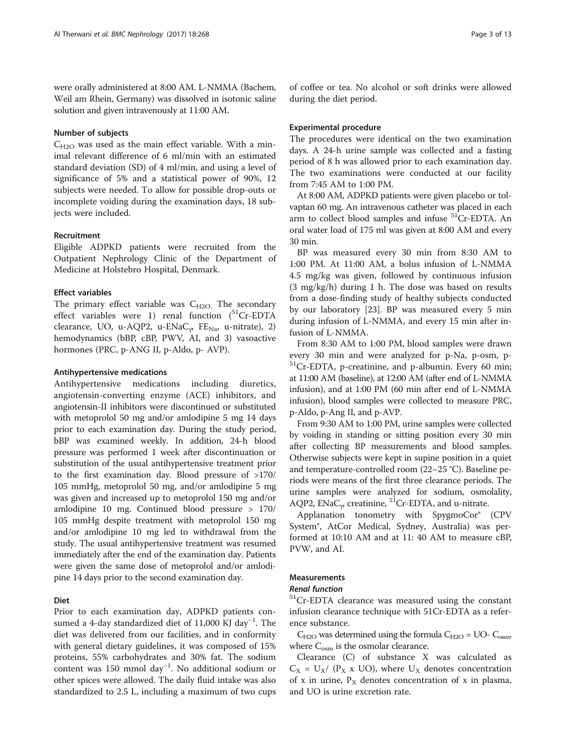were orally administered at 8:00 AM. L-NMMA (Bachem, Weil am Rhein, Germany) was dissolved in isotonic saline solution and given intravenously at 11:00 AM.

### Number of subjects

$C_{H2O}$ was used as the main effect variable. With a minimal relevant difference of 6 ml/min with an estimated standard deviation (SD) of 4 ml/min, and using a level of significance of 5% and a statistical power of 90%, 12 subjects were needed. To allow for possible drop-outs or incomplete voiding during the examination days, 18 subjects were included.

### Recruitment

Eligible ADPKD patients were recruited from the Outpatient Nephrology Clinic of the Department of Medicine at Holstebro Hospital, Denmark.

### Effect variables

The primary effect variable was $C_{H2O.}$ The secondary effect variables were 1) renal function ($^{51}$Cr-EDTA clearance, UO, u-AQP2, u-ENaC$_\gamma$, $FE_{Na}$, u-nitrate), 2) hemodynamics (bBP, cBP, PWV, AI, and 3) vasoactive hormones (PRC, p-ANG II, p-Aldo, p- AVP).

### Antihypertensive medications

Antihypertensive medications including diuretics, angiotensin-converting enzyme (ACE) inhibitors, and angiotensin-II inhibitors were discontinued or substituted with metoprolol 50 mg and/or amlodipine 5 mg 14 days prior to each examination day. During the study period, bBP was examined weekly. In addition, 24-h blood pressure was performed 1 week after discontinuation or substitution of the usual antihypertensive treatment prior to the first examination day. Blood pressure of >170/105 mmHg, metoprolol 50 mg, and/or amlodipine 5 mg was given and increased up to metoprolol 150 mg and/or amlodipine 10 mg. Continued blood pressure > 170/105 mmHg despite treatment with metoprolol 150 mg and/or amlodipine 10 mg led to withdrawal from the study. The usual antihypertensive treatment was resumed immediately after the end of the examination day. Patients were given the same dose of metoprolol and/or amlodipine 14 days prior to the second examination day.

### Diet

Prior to each examination day, ADPKD patients consumed a 4-day standardized diet of 11,000 KJ day$^{-1}$. The diet was delivered from our facilities, and in conformity with general dietary guidelines, it was composed of 15% proteins, 55% carbohydrates and 30% fat. The sodium content was 150 mmol day$^{-1}$. No additional sodium or other spices were allowed. The daily fluid intake was also standardized to 2.5 L, including a maximum of two cups of coffee or tea. No alcohol or soft drinks were allowed during the diet period.

### Experimental procedure

The procedures were identical on the two examination days. A 24-h urine sample was collected and a fasting period of 8 h was allowed prior to each examination day. The two examinations were conducted at our facility from 7:45 AM to 1:00 PM.

At 8:00 AM, ADPKD patients were given placebo or tolvaptan 60 mg. An intravenous catheter was placed in each arm to collect blood samples and infuse $^{51}$Cr-EDTA. An oral water load of 175 ml was given at 8:00 AM and every 30 min.

BP was measured every 30 min from 8:30 AM to 1:00 PM. At 11:00 AM, a bolus infusion of L-NMMA 4.5 mg/kg was given, followed by continuous infusion (3 mg/kg/h) during 1 h. The dose was based on results from a dose-finding study of healthy subjects conducted by our laboratory [23]. BP was measured every 5 min during infusion of L-NMMA, and every 15 min after infusion of L-NMMA.

From 8:30 AM to 1:00 PM, blood samples were drawn every 30 min and were analyzed for p-Na, p-osm, p-$^{51}$Cr-EDTA, p-creatinine, and p-albumin. Every 60 min; at 11:00 AM (baseline), at 12:00 AM (after end of L-NMMA infusion), and at 1:00 PM (60 min after end of L-NMMA infusion), blood samples were collected to measure PRC, p-Aldo, p-Ang II, and p-AVP.

From 9:30 AM to 1:00 PM, urine samples were collected by voiding in standing or sitting position every 30 min after collecting BP measurements and blood samples. Otherwise subjects were kept in supine position in a quiet and temperature-controlled room (22–25 °C). Baseline periods were means of the first three clearance periods. The urine samples were analyzed for sodium, osmolality, AQP2, ENaC$_\gamma$, creatinine, $^{51}$Cr-EDTA, and u-nitrate.

Applanation tonometry with SpygmoCor® (CPV System®, AtCor Medical, Sydney, Australia) was performed at 10:10 AM and at 11: 40 AM to measure cBP, PVW, and AI.

### Measurements

#### *Renal function*

$^{51}$Cr-EDTA clearance was measured using the constant infusion clearance technique with 51Cr-EDTA as a reference substance.

$C_{H2O}$ was determined using the formula $C_{H2O}$ = UO- $C_{osm}$, where $C_{osm}$ is the osmolar clearance.

Clearance (C) of substance X was calculated as $C_X = U_X/ (P_X \text{ x UO})$, where $U_X$ denotes concentration of x in urine, $P_X$ denotes concentration of x in plasma, and UO is urine excretion rate.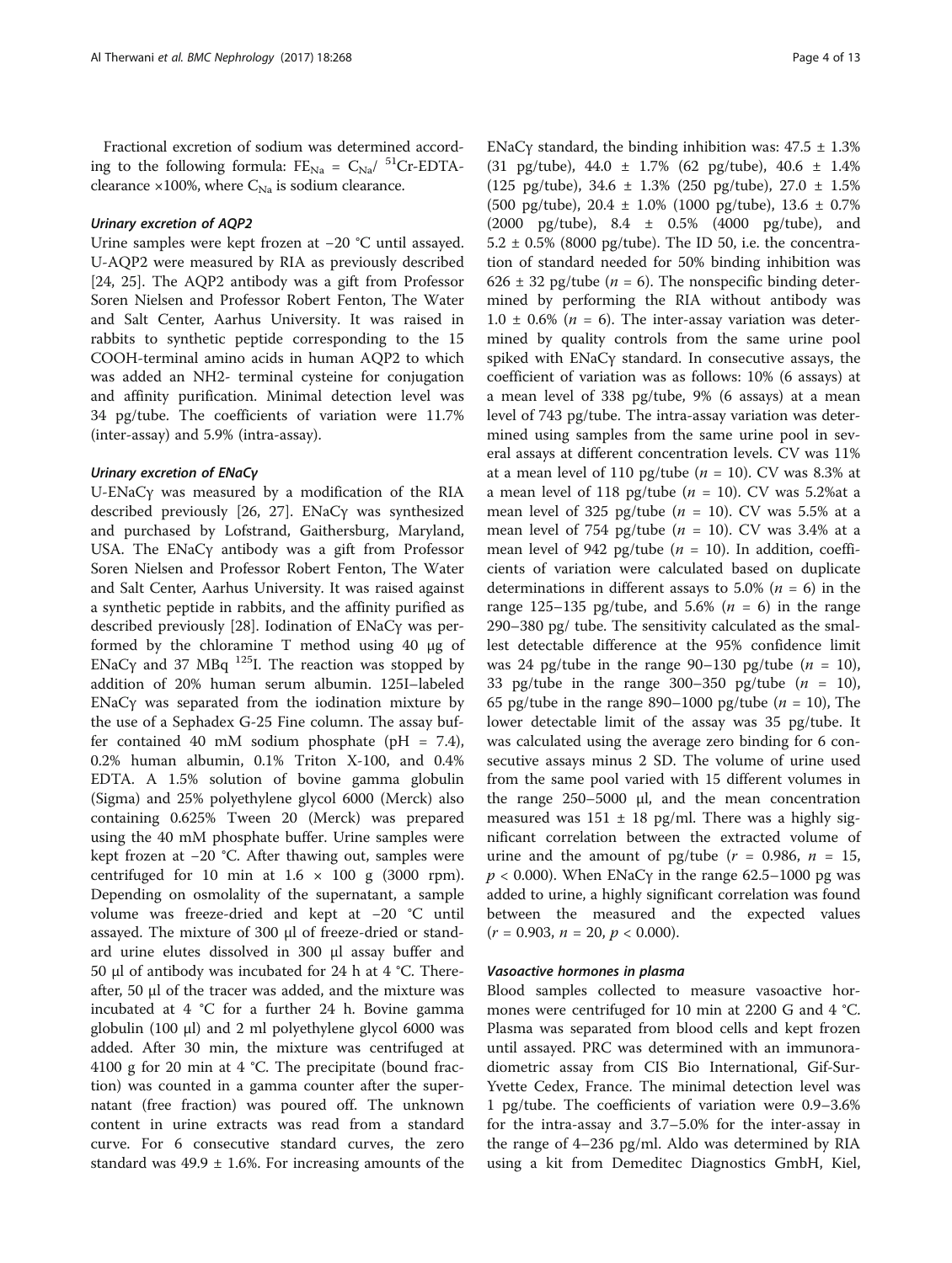Fractional excretion of sodium was determined according to the following formula: $FE_{Na} = C_{Na}/\ ^{51}Cr\text{-}EDTA\text{-}clearance \times 100\%$, where $C_{Na}$ is sodium clearance.

#### *Urinary excretion of AQP2*

Urine samples were kept frozen at −20 °C until assayed. U-AQP2 were measured by RIA as previously described [24, 25]. The AQP2 antibody was a gift from Professor Soren Nielsen and Professor Robert Fenton, The Water and Salt Center, Aarhus University. It was raised in rabbits to synthetic peptide corresponding to the 15 COOH-terminal amino acids in human AQP2 to which was added an NH2- terminal cysteine for conjugation and affinity purification. Minimal detection level was 34 pg/tube. The coefficients of variation were 11.7% (inter-assay) and 5.9% (intra-assay).

#### *Urinary excretion of ENaCγ*

U-ENaCγ was measured by a modification of the RIA described previously [26, 27]. ENaCγ was synthesized and purchased by Lofstrand, Gaithersburg, Maryland, USA. The ENaCγ antibody was a gift from Professor Soren Nielsen and Professor Robert Fenton, The Water and Salt Center, Aarhus University. It was raised against a synthetic peptide in rabbits, and the affinity purified as described previously [28]. Iodination of ENaCγ was performed by the chloramine T method using 40 μg of ENaCγ and 37 MBq $^{125}$I. The reaction was stopped by addition of 20% human serum albumin. 125I–labeled ENaCγ was separated from the iodination mixture by the use of a Sephadex G-25 Fine column. The assay buffer contained 40 mM sodium phosphate (pH = 7.4), 0.2% human albumin, 0.1% Triton X-100, and 0.4% EDTA. A 1.5% solution of bovine gamma globulin (Sigma) and 25% polyethylene glycol 6000 (Merck) also containing 0.625% Tween 20 (Merck) was prepared using the 40 mM phosphate buffer. Urine samples were kept frozen at −20 °C. After thawing out, samples were centrifuged for 10 min at 1.6 × 100 g (3000 rpm). Depending on osmolality of the supernatant, a sample volume was freeze-dried and kept at −20 °C until assayed. The mixture of 300 μl of freeze-dried or standard urine elutes dissolved in 300 μl assay buffer and 50 μl of antibody was incubated for 24 h at 4 °C. Thereafter, 50 μl of the tracer was added, and the mixture was incubated at 4 °C for a further 24 h. Bovine gamma globulin (100 μl) and 2 ml polyethylene glycol 6000 was added. After 30 min, the mixture was centrifuged at 4100 g for 20 min at 4 °C. The precipitate (bound fraction) was counted in a gamma counter after the supernatant (free fraction) was poured off. The unknown content in urine extracts was read from a standard curve. For 6 consecutive standard curves, the zero standard was 49.9 ± 1.6%. For increasing amounts of the ENaCγ standard, the binding inhibition was: 47.5 ± 1.3% (31 pg/tube), 44.0 ± 1.7% (62 pg/tube), 40.6 ± 1.4% (125 pg/tube), 34.6 ± 1.3% (250 pg/tube), 27.0 ± 1.5% (500 pg/tube), 20.4 ± 1.0% (1000 pg/tube), 13.6 ± 0.7% (2000 pg/tube), 8.4 ± 0.5% (4000 pg/tube), and 5.2 ± 0.5% (8000 pg/tube). The ID 50, i.e. the concentration of standard needed for 50% binding inhibition was 626 ± 32 pg/tube ($n = 6$). The nonspecific binding determined by performing the RIA without antibody was 1.0 ± 0.6% ($n = 6$). The inter-assay variation was determined by quality controls from the same urine pool spiked with ENaCγ standard. In consecutive assays, the coefficient of variation was as follows: 10% (6 assays) at a mean level of 338 pg/tube, 9% (6 assays) at a mean level of 743 pg/tube. The intra-assay variation was determined using samples from the same urine pool in several assays at different concentration levels. CV was 11% at a mean level of 110 pg/tube ($n = 10$). CV was 8.3% at a mean level of 118 pg/tube ($n = 10$). CV was 5.2%at a mean level of 325 pg/tube ($n = 10$). CV was 5.5% at a mean level of 754 pg/tube ($n = 10$). CV was 3.4% at a mean level of 942 pg/tube ($n = 10$). In addition, coefficients of variation were calculated based on duplicate determinations in different assays to 5.0% ($n = 6$) in the range 125–135 pg/tube, and 5.6% ($n = 6$) in the range 290–380 pg/ tube. The sensitivity calculated as the smallest detectable difference at the 95% confidence limit was 24 pg/tube in the range 90–130 pg/tube ($n = 10$), 33 pg/tube in the range 300–350 pg/tube ($n = 10$), 65 pg/tube in the range 890–1000 pg/tube ($n = 10$), The lower detectable limit of the assay was 35 pg/tube. It was calculated using the average zero binding for 6 consecutive assays minus 2 SD. The volume of urine used from the same pool varied with 15 different volumes in the range 250–5000 μl, and the mean concentration measured was 151 ± 18 pg/ml. There was a highly significant correlation between the extracted volume of urine and the amount of pg/tube ($r = 0.986$, $n = 15$, $p < 0.000$). When ENaCγ in the range 62.5–1000 pg was added to urine, a highly significant correlation was found between the measured and the expected values ($r = 0.903$, $n = 20$, $p < 0.000$).

#### *Vasoactive hormones in plasma*

Blood samples collected to measure vasoactive hormones were centrifuged for 10 min at 2200 G and 4 °C. Plasma was separated from blood cells and kept frozen until assayed. PRC was determined with an immunoradiometric assay from CIS Bio International, Gif-Sur-Yvette Cedex, France. The minimal detection level was 1 pg/tube. The coefficients of variation were 0.9–3.6% for the intra-assay and 3.7–5.0% for the inter-assay in the range of 4–236 pg/ml. Aldo was determined by RIA using a kit from Demeditec Diagnostics GmbH, Kiel,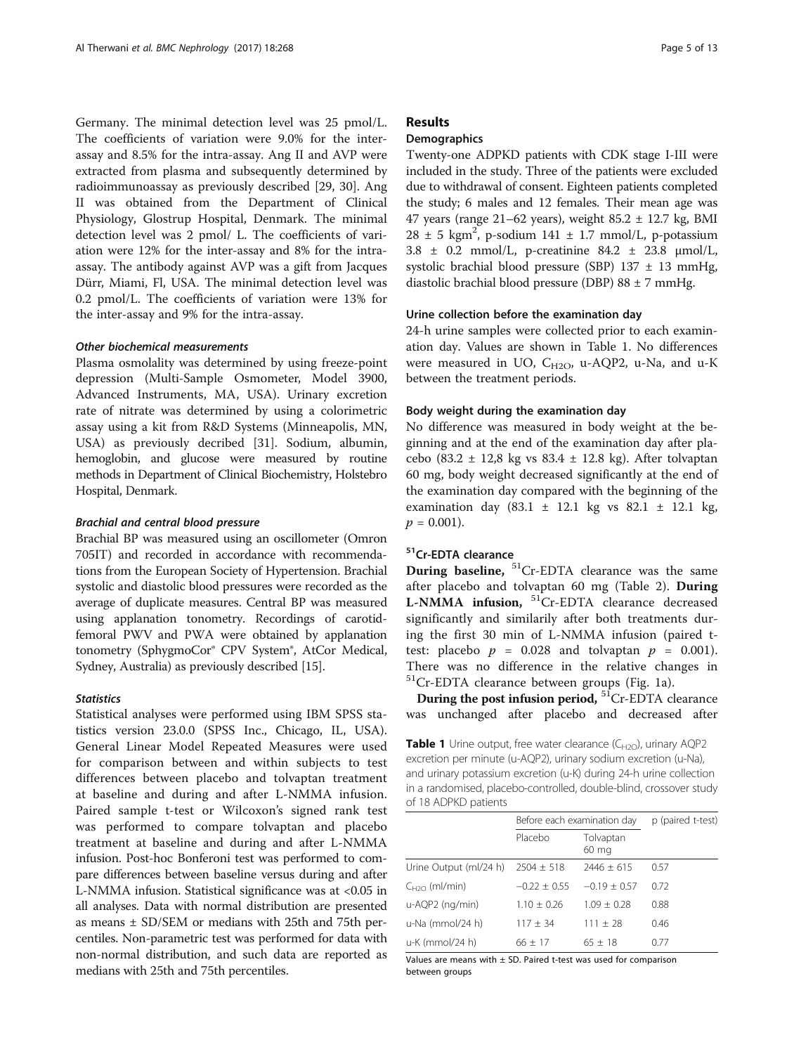Germany. The minimal detection level was 25 pmol/L. The coefficients of variation were 9.0% for the inter-assay and 8.5% for the intra-assay. Ang II and AVP were extracted from plasma and subsequently determined by radioimmunoassay as previously described [29, 30]. Ang II was obtained from the Department of Clinical Physiology, Glostrup Hospital, Denmark. The minimal detection level was 2 pmol/ L. The coefficients of variation were 12% for the inter-assay and 8% for the intra-assay. The antibody against AVP was a gift from Jacques Dürr, Miami, Fl, USA. The minimal detection level was 0.2 pmol/L. The coefficients of variation were 13% for the inter-assay and 9% for the intra-assay.

#### *Other biochemical measurements*

Plasma osmolality was determined by using freeze-point depression (Multi-Sample Osmometer, Model 3900, Advanced Instruments, MA, USA). Urinary excretion rate of nitrate was determined by using a colorimetric assay using a kit from R&D Systems (Minneapolis, MN, USA) as previously decribed [31]. Sodium, albumin, hemoglobin, and glucose were measured by routine methods in Department of Clinical Biochemistry, Holstebro Hospital, Denmark.

#### *Brachial and central blood pressure*

Brachial BP was measured using an oscillometer (Omron 705IT) and recorded in accordance with recommendations from the European Society of Hypertension. Brachial systolic and diastolic blood pressures were recorded as the average of duplicate measures. Central BP was measured using applanation tonometry. Recordings of carotid-femoral PWV and PWA were obtained by applanation tonometry (SphygmoCor® CPV System®, AtCor Medical, Sydney, Australia) as previously described [15].

#### *Statistics*

Statistical analyses were performed using IBM SPSS statistics version 23.0.0 (SPSS Inc., Chicago, IL, USA). General Linear Model Repeated Measures were used for comparison between and within subjects to test differences between placebo and tolvaptan treatment at baseline and during and after L-NMMA infusion. Paired sample t-test or Wilcoxon's signed rank test was performed to compare tolvaptan and placebo treatment at baseline and during and after L-NMMA infusion. Post-hoc Bonferoni test was performed to compare differences between baseline versus during and after L-NMMA infusion. Statistical significance was at <0.05 in all analyses. Data with normal distribution are presented as means ± SD/SEM or medians with 25th and 75th percentiles. Non-parametric test was performed for data with non-normal distribution, and such data are reported as medians with 25th and 75th percentiles.

## Results

### Demographics

Twenty-one ADPKD patients with CDK stage I-III were included in the study. Three of the patients were excluded due to withdrawal of consent. Eighteen patients completed the study; 6 males and 12 females. Their mean age was 47 years (range 21–62 years), weight 85.2 ± 12.7 kg, BMI 28 ± 5 $kgm^2$, p-sodium 141 ± 1.7 mmol/L, p-potassium 3.8 ± 0.2 mmol/L, p-creatinine 84.2 ± 23.8 μmol/L, systolic brachial blood pressure (SBP) 137 ± 13 mmHg, diastolic brachial blood pressure (DBP) 88 ± 7 mmHg.

### Urine collection before the examination day

24-h urine samples were collected prior to each examination day. Values are shown in Table 1. No differences were measured in UO, $C_{H2O}$, u-AQP2, u-Na, and u-K between the treatment periods.

### Body weight during the examination day

No difference was measured in body weight at the beginning and at the end of the examination day after placebo (83.2 ± 12,8 kg vs 83.4 ± 12.8 kg). After tolvaptan 60 mg, body weight decreased significantly at the end of the examination day compared with the beginning of the examination day (83.1 ± 12.1 kg vs 82.1 ± 12.1 kg, $p = 0.001$).

### $^{51}$Cr-EDTA clearance

**During baseline,** $^{51}$Cr-EDTA clearance was the same after placebo and tolvaptan 60 mg (Table 2). **During L-NMMA infusion,** $^{51}$Cr-EDTA clearance decreased significantly and similarily after both treatments during the first 30 min of L-NMMA infusion (paired t-test: placebo $p = 0.028$ and tolvaptan $p = 0.001$). There was no difference in the relative changes in $^{51}$Cr-EDTA clearance between groups (Fig. 1a).

**During the post infusion period,** $^{51}$Cr-EDTA clearance was unchanged after placebo and decreased after

**Table 1** Urine output, free water clearance ($C_{H2O}$), urinary AQP2 excretion per minute (u-AQP2), urinary sodium excretion (u-Na), and urinary potassium excretion (u-K) during 24-h urine collection in a randomised, placebo-controlled, double-blind, crossover study of 18 ADPKD patients

| | Before each examination day | | p (paired t-test) |
|---|---|---|---|
| | Placebo | Tolvaptan 60 mg | |
| Urine Output (ml/24 h) | 2504 ± 518 | 2446 ± 615 | 0.57 |
| $C_{H2O}$ (ml/min) | −0.22 ± 0.55 | −0.19 ± 0.57 | 0.72 |
| u-AQP2 (ng/min) | 1.10 ± 0.26 | 1.09 ± 0.28 | 0.88 |
| u-Na (mmol/24 h) | 117 ± 34 | 111 ± 28 | 0.46 |
| u-K (mmol/24 h) | 66 ± 17 | 65 ± 18 | 0.77 |

Values are means with ± SD. Paired t-test was used for comparison between groups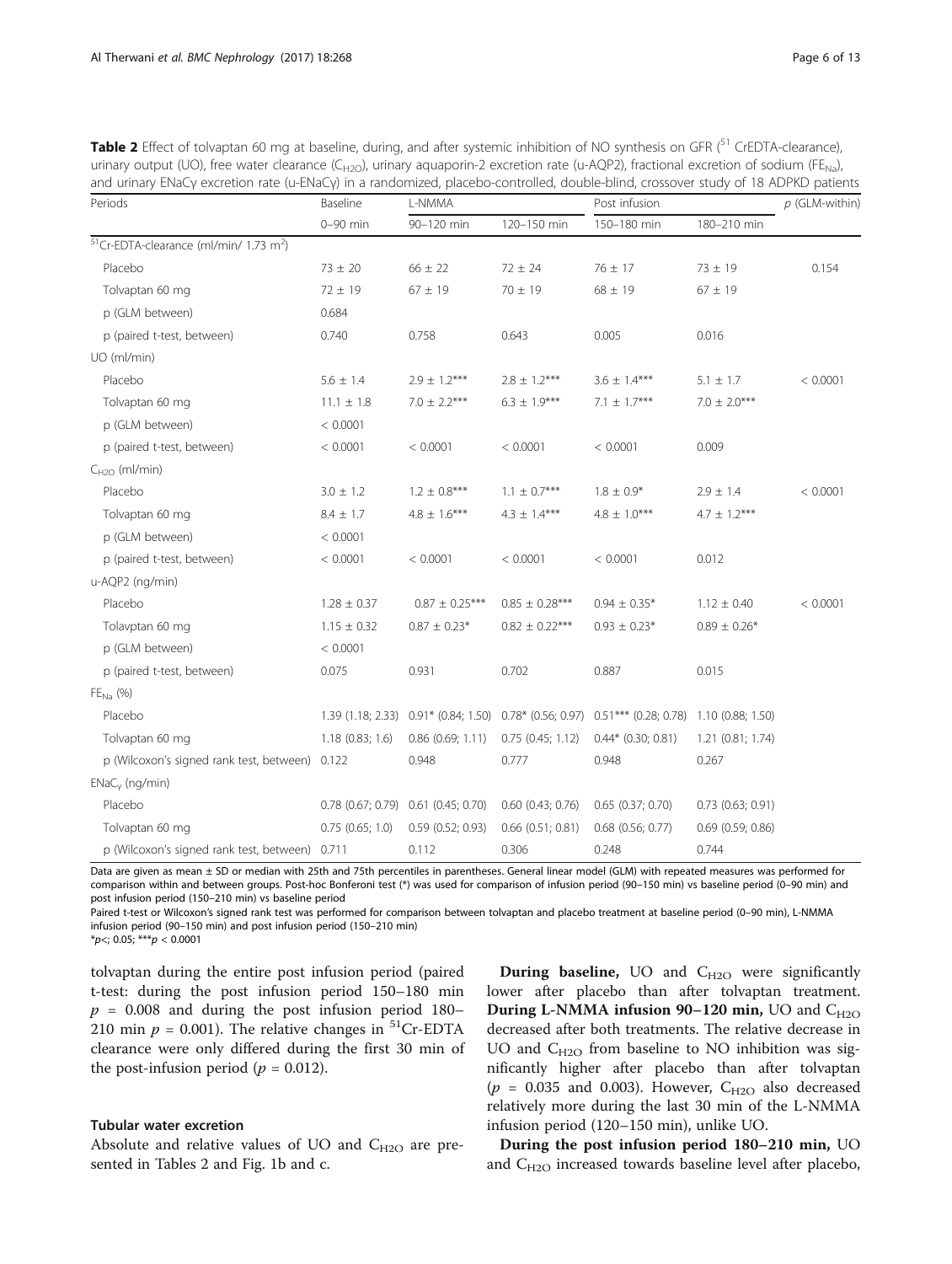**Table 2** Effect of tolvaptan 60 mg at baseline, during, and after systemic inhibition of NO synthesis on GFR ([51] CrEDTA-clearance), urinary output (UO), free water clearance ($C_{H2O}$), urinary aquaporin-2 excretion rate (u-AQP2), fractional excretion of sodium ($FE_{Na}$), and urinary ENaCγ excretion rate (u-ENaCγ) in a randomized, placebo-controlled, double-blind, crossover study of 18 ADPKD patients

| Periods | Baseline | L-NMMA | | Post infusion | | *p* (GLM-within) |
|---|---|---|---|---|---|---|
| | 0–90 min | 90–120 min | 120–150 min | 150–180 min | 180–210 min | |
| $^{51}$Cr-EDTA-clearance (ml/min/ 1.73 m$^2$) | | | | | | |
| Placebo | 73 ± 20 | 66 ± 22 | 72 ± 24 | 76 ± 17 | 73 ± 19 | 0.154 |
| Tolvaptan 60 mg | 72 ± 19 | 67 ± 19 | 70 ± 19 | 68 ± 19 | 67 ± 19 | |
| p (GLM between) | 0.684 | | | | | |
| p (paired t-test, between) | 0.740 | 0.758 | 0.643 | 0.005 | 0.016 | |
| UO (ml/min) | | | | | | |
| Placebo | 5.6 ± 1.4 | 2.9 ± 1.2*** | 2.8 ± 1.2*** | 3.6 ± 1.4*** | 5.1 ± 1.7 | < 0.0001 |
| Tolvaptan 60 mg | 11.1 ± 1.8 | 7.0 ± 2.2*** | 6.3 ± 1.9*** | 7.1 ± 1.7*** | 7.0 ± 2.0*** | |
| p (GLM between) | < 0.0001 | | | | | |
| p (paired t-test, between) | < 0.0001 | < 0.0001 | < 0.0001 | < 0.0001 | 0.009 | |
| $C_{H2O}$ (ml/min) | | | | | | |
| Placebo | 3.0 ± 1.2 | 1.2 ± 0.8*** | 1.1 ± 0.7*** | 1.8 ± 0.9* | 2.9 ± 1.4 | < 0.0001 |
| Tolvaptan 60 mg | 8.4 ± 1.7 | 4.8 ± 1.6*** | 4.3 ± 1.4*** | 4.8 ± 1.0*** | 4.7 ± 1.2*** | |
| p (GLM between) | < 0.0001 | | | | | |
| p (paired t-test, between) | < 0.0001 | < 0.0001 | < 0.0001 | < 0.0001 | 0.012 | |
| u-AQP2 (ng/min) | | | | | | |
| Placebo | 1.28 ± 0.37 | 0.87 ± 0.25*** | 0.85 ± 0.28*** | 0.94 ± 0.35* | 1.12 ± 0.40 | < 0.0001 |
| Tolavptan 60 mg | 1.15 ± 0.32 | 0.87 ± 0.23* | 0.82 ± 0.22*** | 0.93 ± 0.23* | 0.89 ± 0.26* | |
| p (GLM between) | < 0.0001 | | | | | |
| p (paired t-test, between) | 0.075 | 0.931 | 0.702 | 0.887 | 0.015 | |
| $FE_{Na}$ (%) | | | | | | |
| Placebo | 1.39 (1.18; 2.33) | 0.91* (0.84; 1.50) | 0.78* (0.56; 0.97) | 0.51*** (0.28; 0.78) | 1.10 (0.88; 1.50) | |
| Tolvaptan 60 mg | 1.18 (0.83; 1.6) | 0.86 (0.69; 1.11) | 0.75 (0.45; 1.12) | 0.44* (0.30; 0.81) | 1.21 (0.81; 1.74) | |
| p (Wilcoxon's signed rank test, between) | 0.122 | 0.948 | 0.777 | 0.948 | 0.267 | |
| $ENaC_γ$ (ng/min) | | | | | | |
| Placebo | 0.78 (0.67; 0.79) | 0.61 (0.45; 0.70) | 0.60 (0.43; 0.76) | 0.65 (0.37; 0.70) | 0.73 (0.63; 0.91) | |
| Tolvaptan 60 mg | 0.75 (0.65; 1.0) | 0.59 (0.52; 0.93) | 0.66 (0.51; 0.81) | 0.68 (0.56; 0.77) | 0.69 (0.59; 0.86) | |
| p (Wilcoxon's signed rank test, between) | 0.711 | 0.112 | 0.306 | 0.248 | 0.744 | |

Data are given as mean ± SD or median with 25th and 75th percentiles in parentheses. General linear model (GLM) with repeated measures was performed for comparison within and between groups. Post-hoc Bonferoni test (*) was used for comparison of infusion period (90–150 min) vs baseline period (0–90 min) and post infusion period (150–210 min) vs baseline period

Paired t-test or Wilcoxon's signed rank test was performed for comparison between tolvaptan and placebo treatment at baseline period (0–90 min), L-NMMA infusion period (90–150 min) and post infusion period (150–210 min)

*$p<$; 0.05; ***$p < 0.0001$

tolvaptan during the entire post infusion period (paired t-test: during the post infusion period 150–180 min $p = 0.008$ and during the post infusion period 180–210 min $p = 0.001$). The relative changes in $^{51}$Cr-EDTA clearance were only differed during the first 30 min of the post-infusion period ($p = 0.012$).

### Tubular water excretion

Absolute and relative values of UO and $C_{H2O}$ are presented in Tables 2 and Fig. 1b and c.

**During baseline,** UO and $C_{H2O}$ were significantly lower after placebo than after tolvaptan treatment. **During L-NMMA infusion 90–120 min,** UO and $C_{H2O}$ decreased after both treatments. The relative decrease in UO and $C_{H2O}$ from baseline to NO inhibition was significantly higher after placebo than after tolvaptan ($p = 0.035$ and 0.003). However, $C_{H2O}$ also decreased relatively more during the last 30 min of the L-NMMA infusion period (120–150 min), unlike UO.

**During the post infusion period 180–210 min,** UO and $C_{H2O}$ increased towards baseline level after placebo,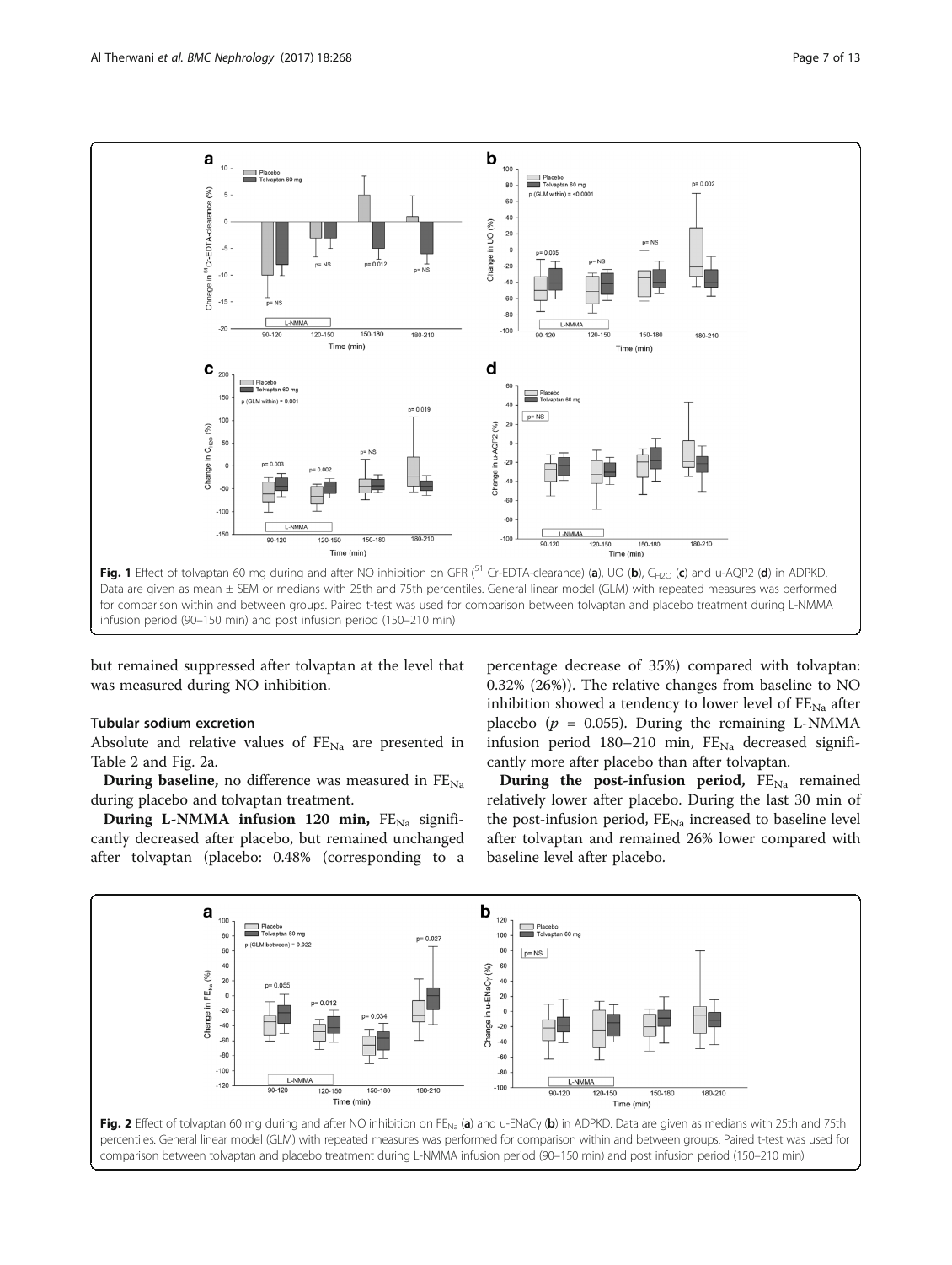Fig. 1 Effect of tolvaptan 60 mg during and after NO inhibition on GFR ($^{51}$ Cr-EDTA-clearance) (**a**), UO (**b**), $C_{H2O}$ (**c**) and u-AQP2 (**d**) in ADPKD. Data are given as mean ± SEM or medians with 25th and 75th percentiles. General linear model (GLM) with repeated measures was performed for comparison within and between groups. Paired t-test was used for comparison between tolvaptan and placebo treatment during L-NMMA infusion period (90–150 min) and post infusion period (150–210 min)

but remained suppressed after tolvaptan at the level that was measured during NO inhibition.

### Tubular sodium excretion

Absolute and relative values of $FE_{Na}$ are presented in Table 2 and Fig. 2a.

**During baseline,** no difference was measured in $FE_{Na}$ during placebo and tolvaptan treatment.

**During L-NMMA infusion 120 min,** $FE_{Na}$ significantly decreased after placebo, but remained unchanged after tolvaptan (placebo: 0.48% (corresponding to a percentage decrease of 35%) compared with tolvaptan: 0.32% (26%)). The relative changes from baseline to NO inhibition showed a tendency to lower level of $FE_{Na}$ after placebo ($p$ = 0.055). During the remaining L-NMMA infusion period 180–210 min, $FE_{Na}$ decreased significantly more after placebo than after tolvaptan.

**During the post-infusion period,** $FE_{Na}$ remained relatively lower after placebo. During the last 30 min of the post-infusion period, $FE_{Na}$ increased to baseline level after tolvaptan and remained 26% lower compared with baseline level after placebo.

Fig. 2 Effect of tolvaptan 60 mg during and after NO inhibition on $FE_{Na}$ (**a**) and u-ENaCγ (**b**) in ADPKD. Data are given as medians with 25th and 75th percentiles. General linear model (GLM) with repeated measures was performed for comparison within and between groups. Paired t-test was used for comparison between tolvaptan and placebo treatment during L-NMMA infusion period (90–150 min) and post infusion period (150–210 min)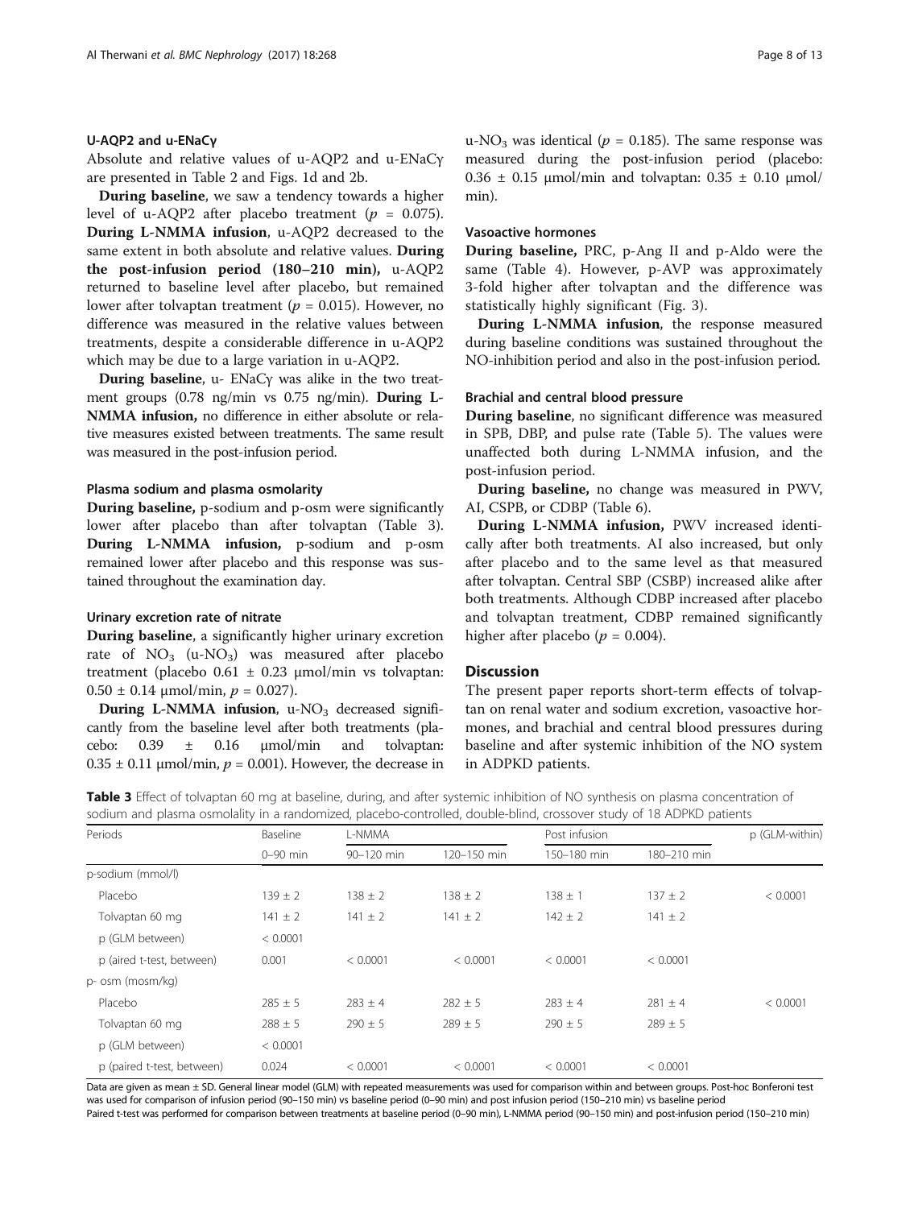### U-AQP2 and u-ENaCγ

Absolute and relative values of u-AQP2 and u-ENaCγ are presented in Table 2 and Figs. 1d and 2b.

**During baseline**, we saw a tendency towards a higher level of u-AQP2 after placebo treatment ($p$ = 0.075). **During L-NMMA infusion**, u-AQP2 decreased to the same extent in both absolute and relative values. **During the post-infusion period (180–210 min),** u-AQP2 returned to baseline level after placebo, but remained lower after tolvaptan treatment ($p$ = 0.015). However, no difference was measured in the relative values between treatments, despite a considerable difference in u-AQP2 which may be due to a large variation in u-AQP2.

**During baseline**, u- ENaCγ was alike in the two treatment groups (0.78 ng/min vs 0.75 ng/min). **During L-NMMA infusion,** no difference in either absolute or relative measures existed between treatments. The same result was measured in the post-infusion period.

### Plasma sodium and plasma osmolarity

**During baseline,** p-sodium and p-osm were significantly lower after placebo than after tolvaptan (Table 3). **During L-NMMA infusion,** p-sodium and p-osm remained lower after placebo and this response was sustained throughout the examination day.

### Urinary excretion rate of nitrate

**During baseline**, a significantly higher urinary excretion rate of $NO_3$ (u-$NO_3$) was measured after placebo treatment (placebo 0.61 ± 0.23 μmol/min vs tolvaptan: 0.50 ± 0.14 μmol/min, $p$ = 0.027).

**During L-NMMA infusion**, u-$NO_3$ decreased significantly from the baseline level after both treatments (placebo: 0.39 ± 0.16 μmol/min and tolvaptan: 0.35 ± 0.11 μmol/min, $p$ = 0.001). However, the decrease in u-$NO_3$ was identical ($p$ = 0.185). The same response was measured during the post-infusion period (placebo: 0.36 ± 0.15 μmol/min and tolvaptan: 0.35 ± 0.10 μmol/min).

### Vasoactive hormones

**During baseline,** PRC, p-Ang II and p-Aldo were the same (Table 4). However, p-AVP was approximately 3-fold higher after tolvaptan and the difference was statistically highly significant (Fig. 3).

**During L-NMMA infusion**, the response measured during baseline conditions was sustained throughout the NO-inhibition period and also in the post-infusion period.

### Brachial and central blood pressure

**During baseline**, no significant difference was measured in SPB, DBP, and pulse rate (Table 5). The values were unaffected both during L-NMMA infusion, and the post-infusion period.

**During baseline,** no change was measured in PWV, AI, CSPB, or CDBP (Table 6).

**During L-NMMA infusion,** PWV increased identically after both treatments. AI also increased, but only after placebo and to the same level as that measured after tolvaptan. Central SBP (CSBP) increased alike after both treatments. Although CDBP increased after placebo and tolvaptan treatment, CDBP remained significantly higher after placebo ($p$ = 0.004).

## Discussion

The present paper reports short-term effects of tolvaptan on renal water and sodium excretion, vasoactive hormones, and brachial and central blood pressures during baseline and after systemic inhibition of the NO system in ADPKD patients.

**Table 3** Effect of tolvaptan 60 mg at baseline, during, and after systemic inhibition of NO synthesis on plasma concentration of sodium and plasma osmolality in a randomized, placebo-controlled, double-blind, crossover study of 18 ADPKD patients

| Periods | Baseline | L-NMMA | | Post infusion | | p (GLM-within) |
|---|---|---|---|---|---|---|
| | 0–90 min | 90–120 min | 120–150 min | 150–180 min | 180–210 min | |
| p-sodium (mmol/l) | | | | | | |
| Placebo | 139 ± 2 | 138 ± 2 | 138 ± 2 | 138 ± 1 | 137 ± 2 | < 0.0001 |
| Tolvaptan 60 mg | 141 ± 2 | 141 ± 2 | 141 ± 2 | 142 ± 2 | 141 ± 2 | |
| p (GLM between) | < 0.0001 | | | | | |
| p (aired t-test, between) | 0.001 | < 0.0001 | < 0.0001 | < 0.0001 | < 0.0001 | |
| p- osm (mosm/kg) | | | | | | |
| Placebo | 285 ± 5 | 283 ± 4 | 282 ± 5 | 283 ± 4 | 281 ± 4 | < 0.0001 |
| Tolvaptan 60 mg | 288 ± 5 | 290 ± 5 | 289 ± 5 | 290 ± 5 | 289 ± 5 | |
| p (GLM between) | < 0.0001 | | | | | |
| p (paired t-test, between) | 0.024 | < 0.0001 | < 0.0001 | < 0.0001 | < 0.0001 | |

Data are given as mean ± SD. General linear model (GLM) with repeated measurements was used for comparison within and between groups. Post-hoc Bonferoni test was used for comparison of infusion period (90–150 min) vs baseline period (0–90 min) and post infusion period (150–210 min) vs baseline period

Paired t-test was performed for comparison between treatments at baseline period (0–90 min), L-NMMA period (90–150 min) and post-infusion period (150–210 min)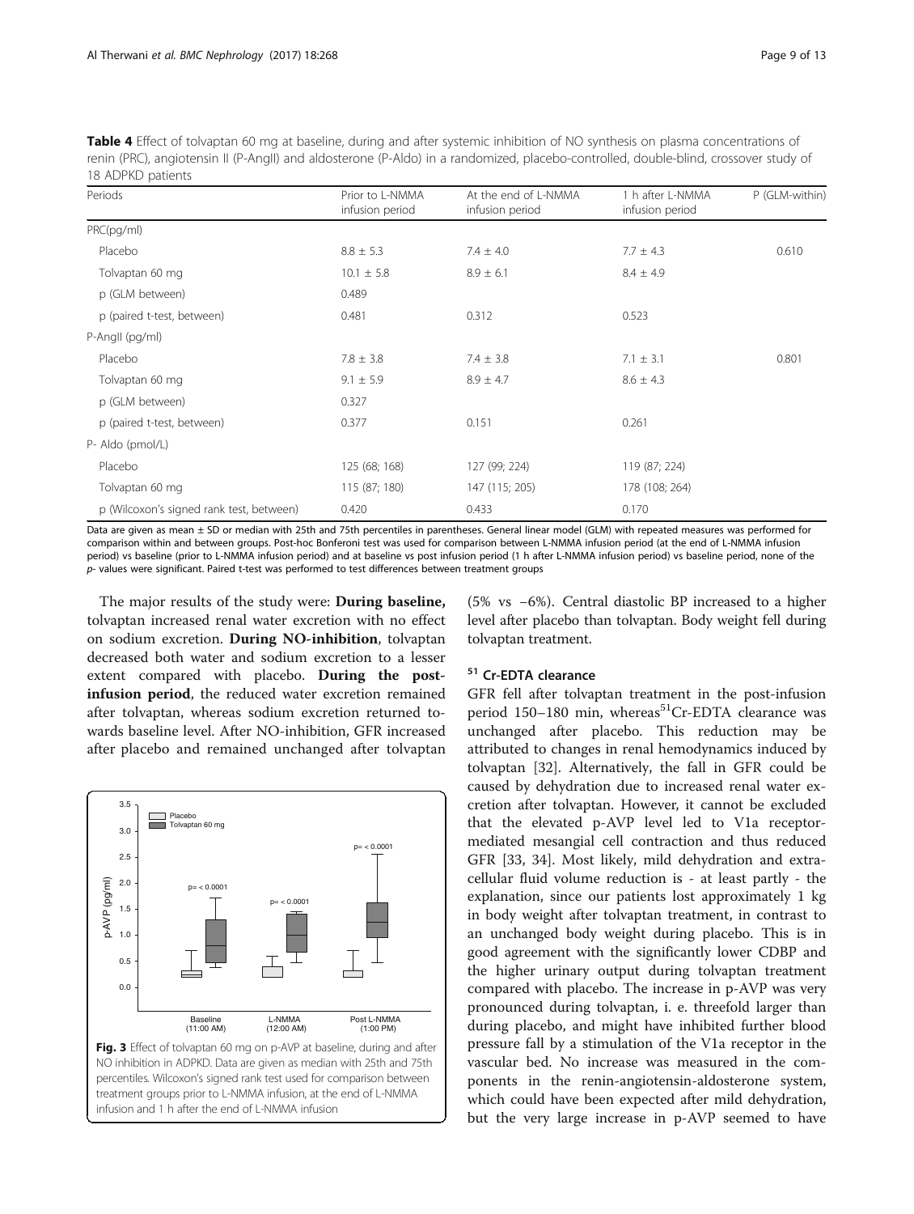**Table 4** Effect of tolvaptan 60 mg at baseline, during and after systemic inhibition of NO synthesis on plasma concentrations of renin (PRC), angiotensin II (P-AngII) and aldosterone (P-Aldo) in a randomized, placebo-controlled, double-blind, crossover study of 18 ADPKD patients

| Periods | Prior to L-NMMA infusion period | At the end of L-NMMA infusion period | 1 h after L-NMMA infusion period | P (GLM-within) |
|---|---|---|---|---|
| PRC(pg/ml) | | | | |
| Placebo | 8.8 ± 5.3 | 7.4 ± 4.0 | 7.7 ± 4.3 | 0.610 |
| Tolvaptan 60 mg | 10.1 ± 5.8 | 8.9 ± 6.1 | 8.4 ± 4.9 | |
| p (GLM between) | 0.489 | | | |
| p (paired t-test, between) | 0.481 | 0.312 | 0.523 | |
| P-AngII (pg/ml) | | | | |
| Placebo | 7.8 ± 3.8 | 7.4 ± 3.8 | 7.1 ± 3.1 | 0.801 |
| Tolvaptan 60 mg | 9.1 ± 5.9 | 8.9 ± 4.7 | 8.6 ± 4.3 | |
| p (GLM between) | 0.327 | | | |
| p (paired t-test, between) | 0.377 | 0.151 | 0.261 | |
| P- Aldo (pmol/L) | | | | |
| Placebo | 125 (68; 168) | 127 (99; 224) | 119 (87; 224) | |
| Tolvaptan 60 mg | 115 (87; 180) | 147 (115; 205) | 178 (108; 264) | |
| p (Wilcoxon's signed rank test, between) | 0.420 | 0.433 | 0.170 | |

Data are given as mean ± SD or median with 25th and 75th percentiles in parentheses. General linear model (GLM) with repeated measures was performed for comparison within and between groups. Post-hoc Bonferoni test was used for comparison between L-NMMA infusion period (at the end of L-NMMA infusion period) vs baseline (prior to L-NMMA infusion period) and at baseline vs post infusion period (1 h after L-NMMA infusion period) vs baseline period, none of the *p*- values were significant. Paired t-test was performed to test differences between treatment groups

The major results of the study were: **During baseline,** tolvaptan increased renal water excretion with no effect on sodium excretion. **During NO-inhibition**, tolvaptan decreased both water and sodium excretion to a lesser extent compared with placebo. **During the post-infusion period**, the reduced water excretion remained after tolvaptan, whereas sodium excretion returned towards baseline level. After NO-inhibition, GFR increased after placebo and remained unchanged after tolvaptan (5% vs −6%). Central diastolic BP increased to a higher level after placebo than tolvaptan. Body weight fell during tolvaptan treatment.

**Fig. 3** Effect of tolvaptan 60 mg on p-AVP at baseline, during and after NO inhibition in ADPKD. Data are given as median with 25th and 75th percentiles. Wilcoxon's signed rank test used for comparison between treatment groups prior to L-NMMA infusion, at the end of L-NMMA infusion and 1 h after the end of L-NMMA infusion

## $^{51}$Cr-EDTA clearance

GFR fell after tolvaptan treatment in the post-infusion period 150–180 min, whereas $^{51}$Cr-EDTA clearance was unchanged after placebo. This reduction may be attributed to changes in renal hemodynamics induced by tolvaptan [32]. Alternatively, the fall in GFR could be caused by dehydration due to increased renal water excretion after tolvaptan. However, it cannot be excluded that the elevated p-AVP level led to V1a receptor-mediated mesangial cell contraction and thus reduced GFR [33, 34]. Most likely, mild dehydration and extracellular fluid volume reduction is - at least partly - the explanation, since our patients lost approximately 1 kg in body weight after tolvaptan treatment, in contrast to an unchanged body weight during placebo. This is in good agreement with the significantly lower CDBP and the higher urinary output during tolvaptan treatment compared with placebo. The increase in p-AVP was very pronounced during tolvaptan, i. e. threefold larger than during placebo, and might have inhibited further blood pressure fall by a stimulation of the V1a receptor in the vascular bed. No increase was measured in the components in the renin-angiotensin-aldosterone system, which could have been expected after mild dehydration, but the very large increase in p-AVP seemed to have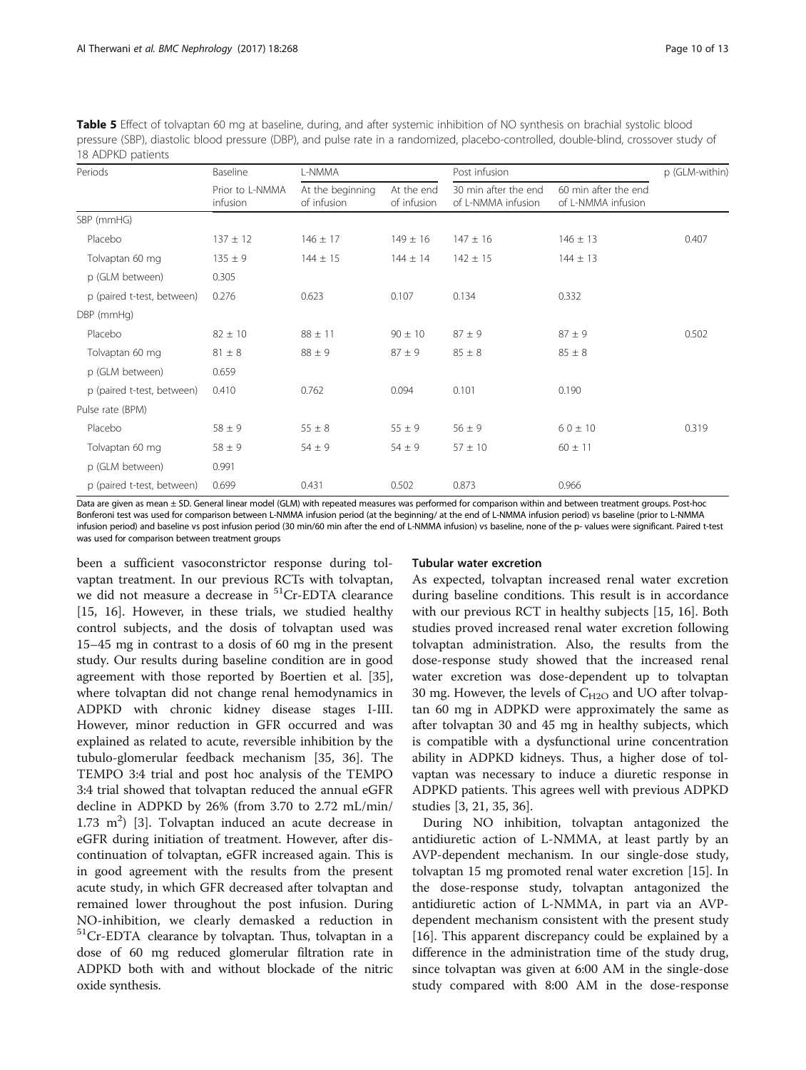**Table 5** Effect of tolvaptan 60 mg at baseline, during, and after systemic inhibition of NO synthesis on brachial systolic blood pressure (SBP), diastolic blood pressure (DBP), and pulse rate in a randomized, placebo-controlled, double-blind, crossover study of 18 ADPKD patients

| Periods | Baseline | L-NMMA | | Post infusion | | p (GLM-within) |
|---|---|---|---|---|---|---|
| | Prior to L-NMMA infusion | At the beginning of infusion | At the end of infusion | 30 min after the end of L-NMMA infusion | 60 min after the end of L-NMMA infusion | |
| SBP (mmHG) | | | | | | |
| Placebo | 137 ± 12 | 146 ± 17 | 149 ± 16 | 147 ± 16 | 146 ± 13 | 0.407 |
| Tolvaptan 60 mg | 135 ± 9 | 144 ± 15 | 144 ± 14 | 142 ± 15 | 144 ± 13 | |
| p (GLM between) | 0.305 | | | | | |
| p (paired t-test, between) | 0.276 | 0.623 | 0.107 | 0.134 | 0.332 | |
| DBP (mmHg) | | | | | | |
| Placebo | 82 ± 10 | 88 ± 11 | 90 ± 10 | 87 ± 9 | 87 ± 9 | 0.502 |
| Tolvaptan 60 mg | 81 ± 8 | 88 ± 9 | 87 ± 9 | 85 ± 8 | 85 ± 8 | |
| p (GLM between) | 0.659 | | | | | |
| p (paired t-test, between) | 0.410 | 0.762 | 0.094 | 0.101 | 0.190 | |
| Pulse rate (BPM) | | | | | | |
| Placebo | 58 ± 9 | 55 ± 8 | 55 ± 9 | 56 ± 9 | 6 0 ± 10 | 0.319 |
| Tolvaptan 60 mg | 58 ± 9 | 54 ± 9 | 54 ± 9 | 57 ± 10 | 60 ± 11 | |
| p (GLM between) | 0.991 | | | | | |
| p (paired t-test, between) | 0.699 | 0.431 | 0.502 | 0.873 | 0.966 | |

Data are given as mean ± SD. General linear model (GLM) with repeated measures was performed for comparison within and between treatment groups. Post-hoc Bonferoni test was used for comparison between L-NMMA infusion period (at the beginning/ at the end of L-NMMA infusion period) vs baseline (prior to L-NMMA infusion period) and baseline vs post infusion period (30 min/60 min after the end of L-NMMA infusion) vs baseline, none of the p- values were significant. Paired t-test was used for comparison between treatment groups

been a sufficient vasoconstrictor response during tolvaptan treatment. In our previous RCTs with tolvaptan, we did not measure a decrease in $^{51}$Cr-EDTA clearance [15, 16]. However, in these trials, we studied healthy control subjects, and the dosis of tolvaptan used was 15–45 mg in contrast to a dosis of 60 mg in the present study. Our results during baseline condition are in good agreement with those reported by Boertien et al. [35], where tolvaptan did not change renal hemodynamics in ADPKD with chronic kidney disease stages I-III. However, minor reduction in GFR occurred and was explained as related to acute, reversible inhibition by the tubulo-glomerular feedback mechanism [35, 36]. The TEMPO 3:4 trial and post hoc analysis of the TEMPO 3:4 trial showed that tolvaptan reduced the annual eGFR decline in ADPKD by 26% (from 3.70 to 2.72 mL/min/1.73 $m^2$) [3]. Tolvaptan induced an acute decrease in eGFR during initiation of treatment. However, after discontinuation of tolvaptan, eGFR increased again. This is in good agreement with the results from the present acute study, in which GFR decreased after tolvaptan and remained lower throughout the post infusion. During NO-inhibition, we clearly demasked a reduction in $^{51}$Cr-EDTA clearance by tolvaptan. Thus, tolvaptan in a dose of 60 mg reduced glomerular filtration rate in ADPKD both with and without blockade of the nitric oxide synthesis.

### Tubular water excretion

As expected, tolvaptan increased renal water excretion during baseline conditions. This result is in accordance with our previous RCT in healthy subjects [15, 16]. Both studies proved increased renal water excretion following tolvaptan administration. Also, the results from the dose-response study showed that the increased renal water excretion was dose-dependent up to tolvaptan 30 mg. However, the levels of $C_{H2O}$ and UO after tolvaptan 60 mg in ADPKD were approximately the same as after tolvaptan 30 and 45 mg in healthy subjects, which is compatible with a dysfunctional urine concentration ability in ADPKD kidneys. Thus, a higher dose of tolvaptan was necessary to induce a diuretic response in ADPKD patients. This agrees well with previous ADPKD studies [3, 21, 35, 36].

During NO inhibition, tolvaptan antagonized the antidiuretic action of L-NMMA, at least partly by an AVP-dependent mechanism. In our single-dose study, tolvaptan 15 mg promoted renal water excretion [15]. In the dose-response study, tolvaptan antagonized the antidiuretic action of L-NMMA, in part via an AVP-dependent mechanism consistent with the present study [16]. This apparent discrepancy could be explained by a difference in the administration time of the study drug, since tolvaptan was given at 6:00 AM in the single-dose study compared with 8:00 AM in the dose-response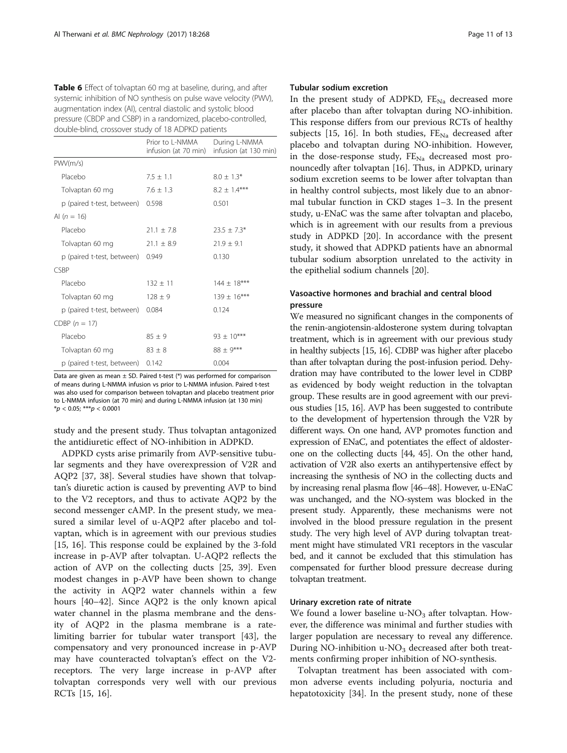**Table 6** Effect of tolvaptan 60 mg at baseline, during, and after systemic inhibition of NO synthesis on pulse wave velocity (PWV), augmentation index (AI), central diastolic and systolic blood pressure (CBDP and CSBP) in a randomized, placebo-controlled, double-blind, crossover study of 18 ADPKD patients

| | Prior to L-NMMA infusion (at 70 min) | During L-NMMA infusion (at 130 min) |
|---|---|---|
| PWV(m/s) | | |
| Placebo | 7.5 ± 1.1 | 8.0 ± 1.3* |
| Tolvaptan 60 mg | 7.6 ± 1.3 | 8.2 ± 1.4*** |
| p (paired t-test, between) | 0.598 | 0.501 |
| AI (n = 16) | | |
| Placebo | 21.1 ± 7.8 | 23.5 ± 7.3* |
| Tolvaptan 60 mg | 21.1 ± 8.9 | 21.9 ± 9.1 |
| p (paired t-test, between) | 0.949 | 0.130 |
| CSBP | | |
| Placebo | 132 ± 11 | 144 ± 18*** |
| Tolvaptan 60 mg | 128 ± 9 | 139 ± 16*** |
| p (paired t-test, between) | 0.084 | 0.124 |
| CDBP (n = 17) | | |
| Placebo | 85 ± 9 | 93 ± 10*** |
| Tolvaptan 60 mg | 83 ± 8 | 88 ± 9*** |
| p (paired t-test, between) | 0.142 | 0.004 |

Data are given as mean ± SD. Paired t-test (*) was performed for comparison of means during L-NMMA infusion vs prior to L-NMMA infusion. Paired t-test was also used for comparison between tolvaptan and placebo treatment prior to L-NMMA infusion (at 70 min) and during L-NMMA infusion (at 130 min) 
*$p < 0.05$; ***$p < 0.0001$

study and the present study. Thus tolvaptan antagonized the antidiuretic effect of NO-inhibition in ADPKD.

ADPKD cysts arise primarily from AVP-sensitive tubular segments and they have overexpression of V2R and AQP2 [37, 38]. Several studies have shown that tolvaptan's diuretic action is caused by preventing AVP to bind to the V2 receptors, and thus to activate AQP2 by the second messenger cAMP. In the present study, we measured a similar level of u-AQP2 after placebo and tolvaptan, which is in agreement with our previous studies [15, 16]. This response could be explained by the 3-fold increase in p-AVP after tolvaptan. U-AQP2 reflects the action of AVP on the collecting ducts [25, 39]. Even modest changes in p-AVP have been shown to change the activity in AQP2 water channels within a few hours [40–42]. Since AQP2 is the only known apical water channel in the plasma membrane and the density of AQP2 in the plasma membrane is a rate-limiting barrier for tubular water transport [43], the compensatory and very pronounced increase in p-AVP may have counteracted tolvaptan's effect on the V2-receptors. The very large increase in p-AVP after tolvaptan corresponds very well with our previous RCTs [15, 16].

### Tubular sodium excretion

In the present study of ADPKD, $FE_{Na}$ decreased more after placebo than after tolvaptan during NO-inhibition. This response differs from our previous RCTs of healthy subjects [15, 16]. In both studies, $FE_{Na}$ decreased after placebo and tolvaptan during NO-inhibition. However, in the dose-response study, $FE_{Na}$ decreased most pronouncedly after tolvaptan [16]. Thus, in ADPKD, urinary sodium excretion seems to be lower after tolvaptan than in healthy control subjects, most likely due to an abnormal tubular function in CKD stages 1–3. In the present study, u-ENaC was the same after tolvaptan and placebo, which is in agreement with our results from a previous study in ADPKD [20]. In accordance with the present study, it showed that ADPKD patients have an abnormal tubular sodium absorption unrelated to the activity in the epithelial sodium channels [20].

### Vasoactive hormones and brachial and central blood pressure

We measured no significant changes in the components of the renin-angiotensin-aldosterone system during tolvaptan treatment, which is in agreement with our previous study in healthy subjects [15, 16]. CDBP was higher after placebo than after tolvaptan during the post-infusion period. Dehydration may have contributed to the lower level in CDBP as evidenced by body weight reduction in the tolvaptan group. These results are in good agreement with our previous studies [15, 16]. AVP has been suggested to contribute to the development of hypertension through the V2R by different ways. On one hand, AVP promotes function and expression of ENaC, and potentiates the effect of aldosterone on the collecting ducts [44, 45]. On the other hand, activation of V2R also exerts an antihypertensive effect by increasing the synthesis of NO in the collecting ducts and by increasing renal plasma flow [46–48]. However, u-ENaC was unchanged, and the NO-system was blocked in the present study. Apparently, these mechanisms were not involved in the blood pressure regulation in the present study. The very high level of AVP during tolvaptan treatment might have stimulated VR1 receptors in the vascular bed, and it cannot be excluded that this stimulation has compensated for further blood pressure decrease during tolvaptan treatment.

### Urinary excretion rate of nitrate

We found a lower baseline u-$NO_3$ after tolvaptan. However, the difference was minimal and further studies with larger population are necessary to reveal any difference. During NO-inhibition u-$NO_3$ decreased after both treatments confirming proper inhibition of NO-synthesis.

Tolvaptan treatment has been associated with common adverse events including polyuria, nocturia and hepatotoxicity [34]. In the present study, none of these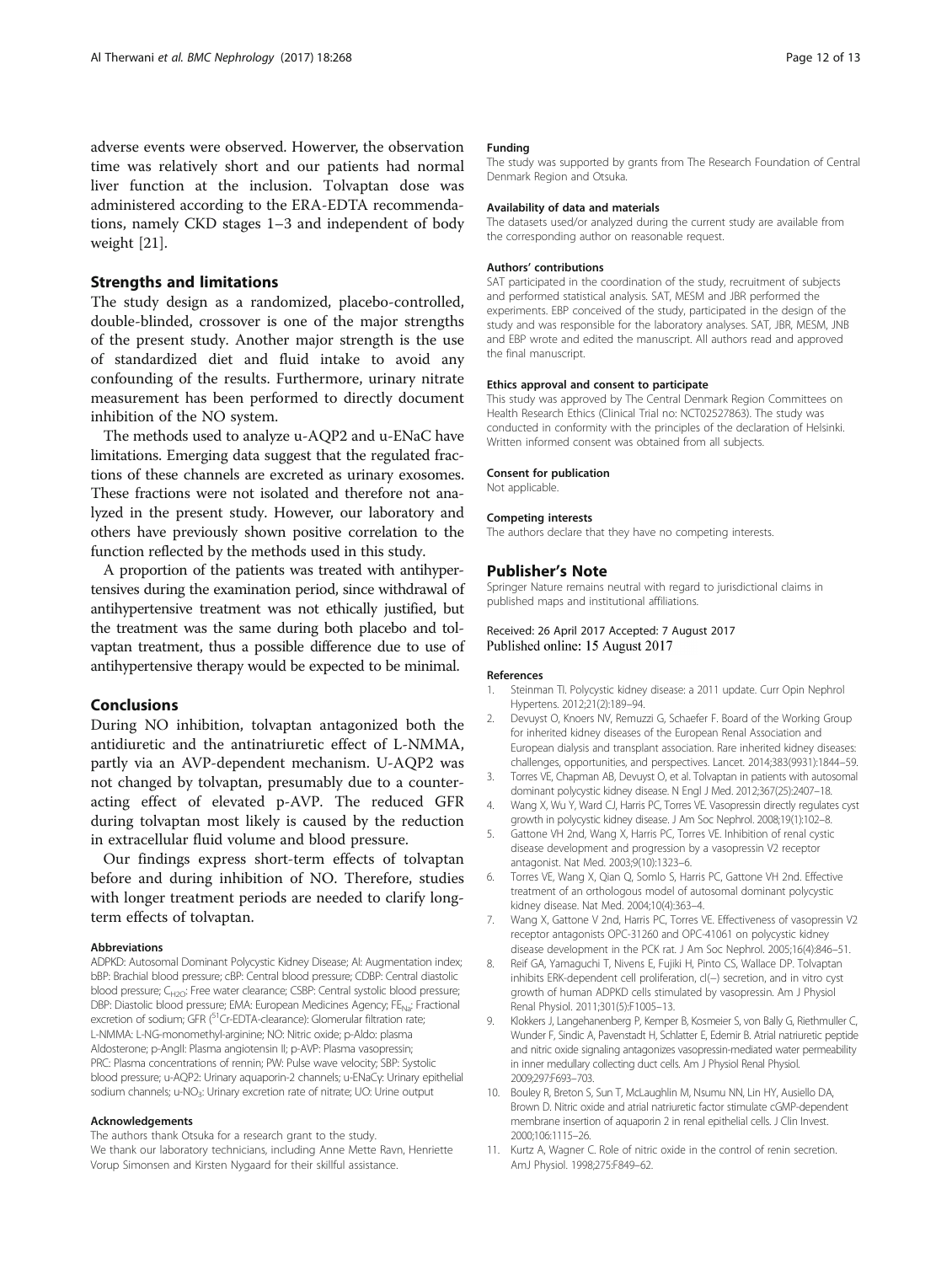adverse events were observed. However, the observation time was relatively short and our patients had normal liver function at the inclusion. Tolvaptan dose was administered according to the ERA-EDTA recommendations, namely CKD stages 1–3 and independent of body weight [21].

## Strengths and limitations

The study design as a randomized, placebo-controlled, double-blinded, crossover is one of the major strengths of the present study. Another major strength is the use of standardized diet and fluid intake to avoid any confounding of the results. Furthermore, urinary nitrate measurement has been performed to directly document inhibition of the NO system.

The methods used to analyze u-AQP2 and u-ENaC have limitations. Emerging data suggest that the regulated fractions of these channels are excreted as urinary exosomes. These fractions were not isolated and therefore not analyzed in the present study. However, our laboratory and others have previously shown positive correlation to the function reflected by the methods used in this study.

A proportion of the patients was treated with antihypertensives during the examination period, since withdrawal of antihypertensive treatment was not ethically justified, but the treatment was the same during both placebo and tolvaptan treatment, thus a possible difference due to use of antihypertensive therapy would be expected to be minimal.

## Conclusions

During NO inhibition, tolvaptan antagonized both the antidiuretic and the antinatriuretic effect of L-NMMA, partly via an AVP-dependent mechanism. U-AQP2 was not changed by tolvaptan, presumably due to a counteracting effect of elevated p-AVP. The reduced GFR during tolvaptan most likely is caused by the reduction in extracellular fluid volume and blood pressure.

Our findings express short-term effects of tolvaptan before and during inhibition of NO. Therefore, studies with longer treatment periods are needed to clarify long-term effects of tolvaptan.

#### Abbreviations

ADPKD: Autosomal Dominant Polycystic Kidney Disease; AI: Augmentation index; bBP: Brachial blood pressure; cBP: Central blood pressure; CDBP: Central diastolic blood pressure; $C_{H2O}$: Free water clearance; CSBP: Central systolic blood pressure; DBP: Diastolic blood pressure; EMA: European Medicines Agency; $FE_{Na}$: Fractional excretion of sodium; GFR ($^{51}$Cr-EDTA-clearance): Glomerular filtration rate; L-NMMA: L-NG-monomethyl-arginine; NO: Nitric oxide; p-Aldo: plasma Aldosterone; p-AngII: Plasma angiotensin II; p-AVP: Plasma vasopressin; PRC: Plasma concentrations of rennin; PW: Pulse wave velocity; SBP: Systolic blood pressure; u-AQP2: Urinary aquaporin-2 channels; u-ENaCy: Urinary epithelial sodium channels; u-$NO_3$: Urinary excretion rate of nitrate; UO: Urine output

#### Acknowledgements

The authors thank Otsuka for a research grant to the study.
We thank our laboratory technicians, including Anne Mette Ravn, Henriette Vorup Simonsen and Kirsten Nygaard for their skillful assistance.

#### Funding

The study was supported by grants from The Research Foundation of Central Denmark Region and Otsuka.

#### Availability of data and materials

The datasets used/or analyzed during the current study are available from the corresponding author on reasonable request.

#### Authors' contributions

SAT participated in the coordination of the study, recruitment of subjects and performed statistical analysis. SAT, MESM and JBR performed the experiments. EBP conceived of the study, participated in the design of the study and was responsible for the laboratory analyses. SAT, JBR, MESM, JNB and EBP wrote and edited the manuscript. All authors read and approved the final manuscript.

#### Ethics approval and consent to participate

This study was approved by The Central Denmark Region Committees on Health Research Ethics (Clinical Trial no: NCT02527863). The study was conducted in conformity with the principles of the declaration of Helsinki. Written informed consent was obtained from all subjects.

#### Consent for publication

Not applicable.

#### Competing interests

The authors declare that they have no competing interests.

### Publisher's Note

Springer Nature remains neutral with regard to jurisdictional claims in published maps and institutional affiliations.

Received: 26 April 2017 Accepted: 7 August 2017
Published online: 15 August 2017

#### References

1. Steinman TI. Polycystic kidney disease: a 2011 update. Curr Opin Nephrol Hypertens. 2012;21(2):189–94.
2. Devuyst O, Knoers NV, Remuzzi G, Schaefer F. Board of the Working Group for inherited kidney diseases of the European Renal Association and European dialysis and transplant association. Rare inherited kidney diseases: challenges, opportunities, and perspectives. Lancet. 2014;383(9931):1844–59.
3. Torres VE, Chapman AB, Devuyst O, et al. Tolvaptan in patients with autosomal dominant polycystic kidney disease. N Engl J Med. 2012;367(25):2407–18.
4. Wang X, Wu Y, Ward CJ, Harris PC, Torres VE. Vasopressin directly regulates cyst growth in polycystic kidney disease. J Am Soc Nephrol. 2008;19(1):102–8.
5. Gattone VH 2nd, Wang X, Harris PC, Torres VE. Inhibition of renal cystic disease development and progression by a vasopressin V2 receptor antagonist. Nat Med. 2003;9(10):1323–6.
6. Torres VE, Wang X, Qian Q, Somlo S, Harris PC, Gattone VH 2nd. Effective treatment of an orthologous model of autosomal dominant polycystic kidney disease. Nat Med. 2004;10(4):363–4.
7. Wang X, Gattone V 2nd, Harris PC, Torres VE. Effectiveness of vasopressin V2 receptor antagonists OPC-31260 and OPC-41061 on polycystic kidney disease development in the PCK rat. J Am Soc Nephrol. 2005;16(4):846–51.
8. Reif GA, Yamaguchi T, Nivens E, Fujiki H, Pinto CS, Wallace DP. Tolvaptan inhibits ERK-dependent cell proliferation, cl(−) secretion, and in vitro cyst growth of human ADPKD cells stimulated by vasopressin. Am J Physiol Renal Physiol. 2011;301(5):F1005–13.
9. Klokkers J, Langehanenberg P, Kemper B, Kosmeier S, von Bally G, Riethmuller C, Wunder F, Sindic A, Pavenstadt H, Schlatter E, Edemir B. Atrial natriuretic peptide and nitric oxide signaling antagonizes vasopressin-mediated water permeability in inner medullary collecting duct cells. Am J Physiol Renal Physiol. 2009;297:F693–703.
10. Bouley R, Breton S, Sun T, McLaughlin M, Nsumu NN, Lin HY, Ausiello DA, Brown D. Nitric oxide and atrial natriuretic factor stimulate cGMP-dependent membrane insertion of aquaporin 2 in renal epithelial cells. J Clin Invest. 2000;106:1115–26.
11. Kurtz A, Wagner C. Role of nitric oxide in the control of renin secretion. AmJ Physiol. 1998;275:F849–62.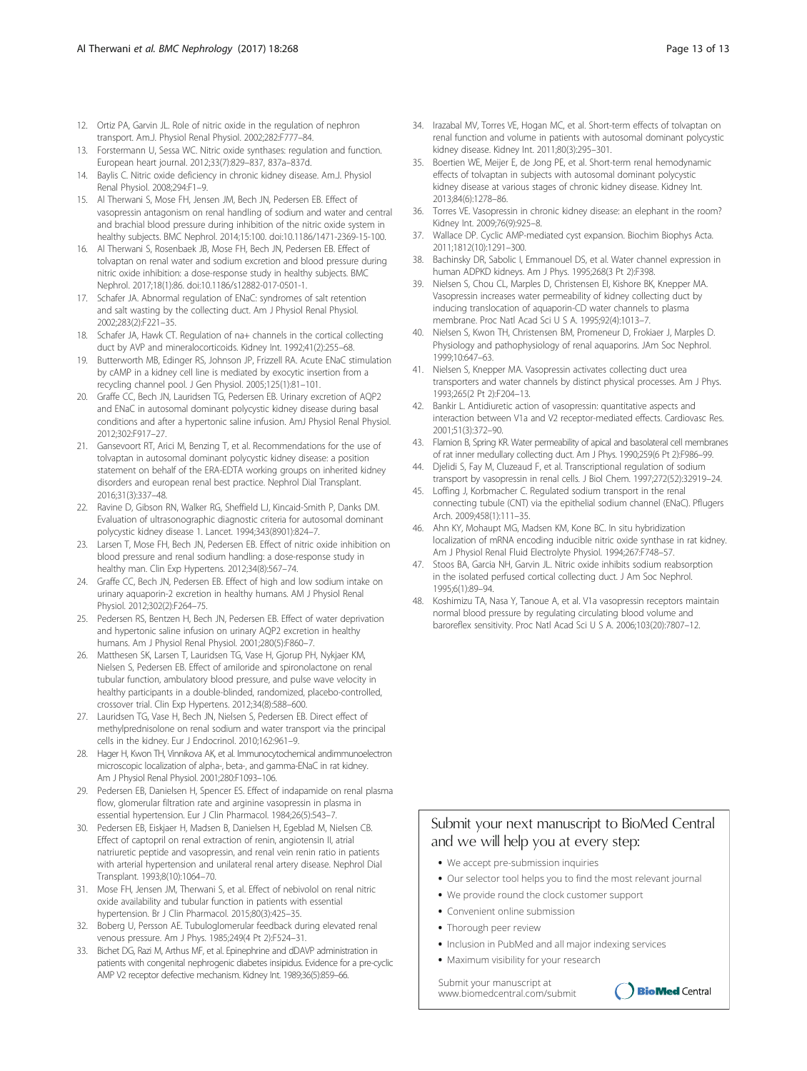12. Ortiz PA, Garvin JL. Role of nitric oxide in the regulation of nephron transport. Am.J. Physiol Renal Physiol. 2002;282:F777–84.
13. Forstermann U, Sessa WC. Nitric oxide synthases: regulation and function. European heart journal. 2012;33(7):829–837, 837a–837d.
14. Baylis C. Nitric oxide deficiency in chronic kidney disease. Am.J. Physiol Renal Physiol. 2008;294:F1–9.
15. Al Therwani S, Mose FH, Jensen JM, Bech JN, Pedersen EB. Effect of vasopressin antagonism on renal handling of sodium and water and central and brachial blood pressure during inhibition of the nitric oxide system in healthy subjects. BMC Nephrol. 2014;15:100. doi:10.1186/1471-2369-15-100.
16. Al Therwani S, Rosenbaek JB, Mose FH, Bech JN, Pedersen EB. Effect of tolvaptan on renal water and sodium excretion and blood pressure during nitric oxide inhibition: a dose-response study in healthy subjects. BMC Nephrol. 2017;18(1):86. doi:10.1186/s12882-017-0501-1.
17. Schafer JA. Abnormal regulation of ENaC: syndromes of salt retention and salt wasting by the collecting duct. Am J Physiol Renal Physiol. 2002;283(2):F221–35.
18. Schafer JA, Hawk CT. Regulation of na+ channels in the cortical collecting duct by AVP and mineralocorticoids. Kidney Int. 1992;41(2):255–68.
19. Butterworth MB, Edinger RS, Johnson JP, Frizzell RA. Acute ENaC stimulation by cAMP in a kidney cell line is mediated by exocytic insertion from a recycling channel pool. J Gen Physiol. 2005;125(1):81–101.
20. Graffe CC, Bech JN, Lauridsen TG, Pedersen EB. Urinary excretion of AQP2 and ENaC in autosomal dominant polycystic kidney disease during basal conditions and after a hypertonic saline infusion. AmJ Physiol Renal Physiol. 2012;302:F917–27.
21. Gansevoort RT, Arici M, Benzing T, et al. Recommendations for the use of tolvaptan in autosomal dominant polycystic kidney disease: a position statement on behalf of the ERA-EDTA working groups on inherited kidney disorders and european renal best practice. Nephrol Dial Transplant. 2016;31(3):337–48.
22. Ravine D, Gibson RN, Walker RG, Sheffield LJ, Kincaid-Smith P, Danks DM. Evaluation of ultrasonographic diagnostic criteria for autosomal dominant polycystic kidney disease 1. Lancet. 1994;343(8901):824–7.
23. Larsen T, Mose FH, Bech JN, Pedersen EB. Effect of nitric oxide inhibition on blood pressure and renal sodium handling: a dose-response study in healthy man. Clin Exp Hypertens. 2012;34(8):567–74.
24. Graffe CC, Bech JN, Pedersen EB. Effect of high and low sodium intake on urinary aquaporin-2 excretion in healthy humans. AM J Physiol Renal Physiol. 2012;302(2):F264–75.
25. Pedersen RS, Bentzen H, Bech JN, Pedersen EB. Effect of water deprivation and hypertonic saline infusion on urinary AQP2 excretion in healthy humans. Am J Physiol Renal Physiol. 2001;280(5):F860–7.
26. Matthesen SK, Larsen T, Lauridsen TG, Vase H, Gjorup PH, Nykjaer KM, Nielsen S, Pedersen EB. Effect of amiloride and spironolactone on renal tubular function, ambulatory blood pressure, and pulse wave velocity in healthy participants in a double-blinded, randomized, placebo-controlled, crossover trial. Clin Exp Hypertens. 2012;34(8):588–600.
27. Lauridsen TG, Vase H, Bech JN, Nielsen S, Pedersen EB. Direct effect of methylprednisolone on renal sodium and water transport via the principal cells in the kidney. Eur J Endocrinol. 2010;162:961–9.
28. Hager H, Kwon TH, Vinnikova AK, et al. Immunocytochemical andimmunoelectron microscopic localization of alpha-, beta-, and gamma-ENaC in rat kidney. Am J Physiol Renal Physiol. 2001;280:F1093–106.
29. Pedersen EB, Danielsen H, Spencer ES. Effect of indapamide on renal plasma flow, glomerular filtration rate and arginine vasopressin in plasma in essential hypertension. Eur J Clin Pharmacol. 1984;26(5):543–7.
30. Pedersen EB, Eiskjaer H, Madsen B, Danielsen H, Egeblad M, Nielsen CB. Effect of captopril on renal extraction of renin, angiotensin II, atrial natriuretic peptide and vasopressin, and renal vein renin ratio in patients with arterial hypertension and unilateral renal artery disease. Nephrol Dial Transplant. 1993;8(10):1064–70.
31. Mose FH, Jensen JM, Therwani S, et al. Effect of nebivolol on renal nitric oxide availability and tubular function in patients with essential hypertension. Br J Clin Pharmacol. 2015;80(3):425–35.
32. Boberg U, Persson AE. Tubuloglomerular feedback during elevated renal venous pressure. Am J Phys. 1985;249(4 Pt 2):F524–31.
33. Bichet DG, Razi M, Arthus MF, et al. Epinephrine and dDAVP administration in patients with congenital nephrogenic diabetes insipidus. Evidence for a pre-cyclic AMP V2 receptor defective mechanism. Kidney Int. 1989;36(5):859–66.
34. Irazabal MV, Torres VE, Hogan MC, et al. Short-term effects of tolvaptan on renal function and volume in patients with autosomal dominant polycystic kidney disease. Kidney Int. 2011;80(3):295–301.
35. Boertien WE, Meijer E, de Jong PE, et al. Short-term renal hemodynamic effects of tolvaptan in subjects with autosomal dominant polycystic kidney disease at various stages of chronic kidney disease. Kidney Int. 2013;84(6):1278–86.
36. Torres VE. Vasopressin in chronic kidney disease: an elephant in the room? Kidney Int. 2009;76(9):925–8.
37. Wallace DP. Cyclic AMP-mediated cyst expansion. Biochim Biophys Acta. 2011;1812(10):1291–300.
38. Bachinsky DR, Sabolic I, Emmanouel DS, et al. Water channel expression in human ADPKD kidneys. Am J Phys. 1995;268(3 Pt 2):F398.
39. Nielsen S, Chou CL, Marples D, Christensen EI, Kishore BK, Knepper MA. Vasopressin increases water permeability of kidney collecting duct by inducing translocation of aquaporin-CD water channels to plasma membrane. Proc Natl Acad Sci U S A. 1995;92(4):1013–7.
40. Nielsen S, Kwon TH, Christensen BM, Promeneur D, Frokiaer J, Marples D. Physiology and pathophysiology of renal aquaporins. JAm Soc Nephrol. 1999;10:647–63.
41. Nielsen S, Knepper MA. Vasopressin activates collecting duct urea transporters and water channels by distinct physical processes. Am J Phys. 1993;265(2 Pt 2):F204–13.
42. Bankir L. Antidiuretic action of vasopressin: quantitative aspects and interaction between V1a and V2 receptor-mediated effects. Cardiovasc Res. 2001;51(3):372–90.
43. Flamion B, Spring KR. Water permeability of apical and basolateral cell membranes of rat inner medullary collecting duct. Am J Phys. 1990;259(6 Pt 2):F986–99.
44. Djelidi S, Fay M, Cluzeaud F, et al. Transcriptional regulation of sodium transport by vasopressin in renal cells. J Biol Chem. 1997;272(52):32919–24.
45. Loffing J, Korbmacher C. Regulated sodium transport in the renal connecting tubule (CNT) via the epithelial sodium channel (ENaC). Pflugers Arch. 2009;458(1):111–35.
46. Ahn KY, Mohaupt MG, Madsen KM, Kone BC. In situ hybridization localization of mRNA encoding inducible nitric oxide synthase in rat kidney. Am J Physiol Renal Fluid Electrolyte Physiol. 1994;267:F748–57.
47. Stoos BA, Garcia NH, Garvin JL. Nitric oxide inhibits sodium reabsorption in the isolated perfused cortical collecting duct. J Am Soc Nephrol. 1995;6(1):89–94.
48. Koshimizu TA, Nasa Y, Tanoue A, et al. V1a vasopressin receptors maintain normal blood pressure by regulating circulating blood volume and baroreflex sensitivity. Proc Natl Acad Sci U S A. 2006;103(20):7807–12.

Submit your next manuscript to BioMed Central and we will help you at every step:

- We accept pre-submission inquiries
- Our selector tool helps you to find the most relevant journal
- We provide round the clock customer support
- Convenient online submission
- Thorough peer review
- Inclusion in PubMed and all major indexing services
- Maximum visibility for your research

Submit your manuscript at www.biomedcentral.com/submit

BioMed Central